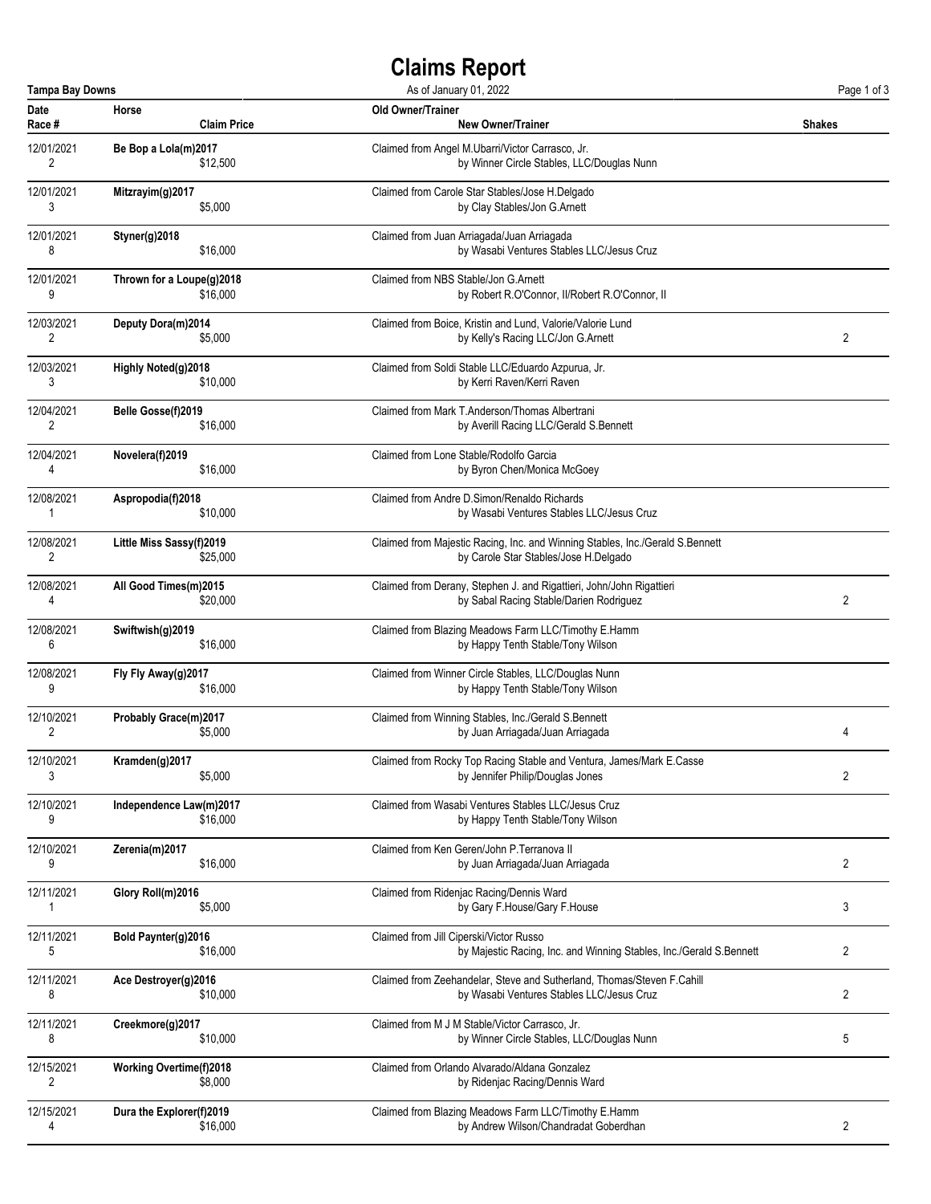# Claims Report

**Tampa Bay Downs** — As of January 01, 2022

| Date | Race # | Horse | Claim Price | Old Owner/Trainer | New Owner/Trainer | Shakes |
|---|---|---|---|---|---|---|
| 12/01/2021 | 2 | **Be Bop a Lola(m)2017** | $12,500 | Claimed from Angel M.Ubarri/Victor Carrasco, Jr. | by Winner Circle Stables, LLC/Douglas Nunn | |
| 12/01/2021 | 3 | **Mitzrayim(g)2017** | $5,000 | Claimed from Carole Star Stables/Jose H.Delgado | by Clay Stables/Jon G.Arnett | |
| 12/01/2021 | 8 | **Styner(g)2018** | $16,000 | Claimed from Juan Arriagada/Juan Arriagada | by Wasabi Ventures Stables LLC/Jesus Cruz | |
| 12/01/2021 | 9 | **Thrown for a Loupe(g)2018** | $16,000 | Claimed from NBS Stable/Jon G.Arnett | by Robert R.O'Connor, II/Robert R.O'Connor, II | |
| 12/03/2021 | 2 | **Deputy Dora(m)2014** | $5,000 | Claimed from Boice, Kristin and Lund, Valorie/Valorie Lund | by Kelly's Racing LLC/Jon G.Arnett | 2 |
| 12/03/2021 | 3 | **Highly Noted(g)2018** | $10,000 | Claimed from Soldi Stable LLC/Eduardo Azpurua, Jr. | by Kerri Raven/Kerri Raven | |
| 12/04/2021 | 2 | **Belle Gosse(f)2019** | $16,000 | Claimed from Mark T.Anderson/Thomas Albertrani | by Averill Racing LLC/Gerald S.Bennett | |
| 12/04/2021 | 4 | **Novelera(f)2019** | $16,000 | Claimed from Lone Stable/Rodolfo Garcia | by Byron Chen/Monica McGoey | |
| 12/08/2021 | 1 | **Aspropodia(f)2018** | $10,000 | Claimed from Andre D.Simon/Renaldo Richards | by Wasabi Ventures Stables LLC/Jesus Cruz | |
| 12/08/2021 | 2 | **Little Miss Sassy(f)2019** | $25,000 | Claimed from Majestic Racing, Inc. and Winning Stables, Inc./Gerald S.Bennett | by Carole Star Stables/Jose H.Delgado | |
| 12/08/2021 | 4 | **All Good Times(m)2015** | $20,000 | Claimed from Derany, Stephen J. and Rigattieri, John/John Rigattieri | by Sabal Racing Stable/Darien Rodriguez | 2 |
| 12/08/2021 | 6 | **Swiftwish(g)2019** | $16,000 | Claimed from Blazing Meadows Farm LLC/Timothy E.Hamm | by Happy Tenth Stable/Tony Wilson | |
| 12/08/2021 | 9 | **Fly Fly Away(g)2017** | $16,000 | Claimed from Winner Circle Stables, LLC/Douglas Nunn | by Happy Tenth Stable/Tony Wilson | |
| 12/10/2021 | 2 | **Probably Grace(m)2017** | $5,000 | Claimed from Winning Stables, Inc./Gerald S.Bennett | by Juan Arriagada/Juan Arriagada | 4 |
| 12/10/2021 | 3 | **Kramden(g)2017** | $5,000 | Claimed from Rocky Top Racing Stable and Ventura, James/Mark E.Casse | by Jennifer Philip/Douglas Jones | 2 |
| 12/10/2021 | 9 | **Independence Law(m)2017** | $16,000 | Claimed from Wasabi Ventures Stables LLC/Jesus Cruz | by Happy Tenth Stable/Tony Wilson | |
| 12/10/2021 | 9 | **Zerenia(m)2017** | $16,000 | Claimed from Ken Geren/John P.Terranova II | by Juan Arriagada/Juan Arriagada | 2 |
| 12/11/2021 | 1 | **Glory Roll(m)2016** | $5,000 | Claimed from Ridenjac Racing/Dennis Ward | by Gary F.House/Gary F.House | 3 |
| 12/11/2021 | 5 | **Bold Paynter(g)2016** | $16,000 | Claimed from Jill Ciperski/Victor Russo | by Majestic Racing, Inc. and Winning Stables, Inc./Gerald S.Bennett | 2 |
| 12/11/2021 | 8 | **Ace Destroyer(g)2016** | $10,000 | Claimed from Zeehandelar, Steve and Sutherland, Thomas/Steven F.Cahill | by Wasabi Ventures Stables LLC/Jesus Cruz | 2 |
| 12/11/2021 | 8 | **Creekmore(g)2017** | $10,000 | Claimed from M J M Stable/Victor Carrasco, Jr. | by Winner Circle Stables, LLC/Douglas Nunn | 5 |
| 12/15/2021 | 2 | **Working Overtime(f)2018** | $8,000 | Claimed from Orlando Alvarado/Aldana Gonzalez | by Ridenjac Racing/Dennis Ward | |
| 12/15/2021 | 4 | **Dura the Explorer(f)2019** | $16,000 | Claimed from Blazing Meadows Farm LLC/Timothy E.Hamm | by Andrew Wilson/Chandradat Goberdhan | 2 |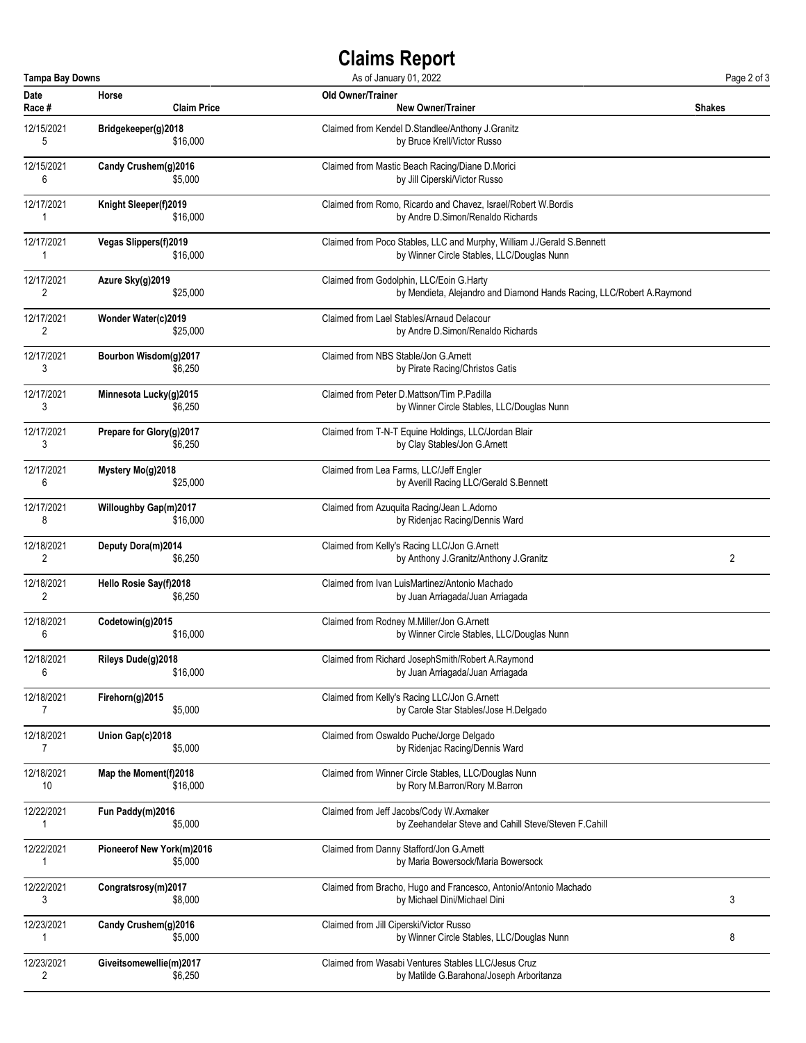# Claims Report

Tampa Bay Downs — As of January 01, 2022

| Date / Race # | Horse / Claim Price | Old Owner/Trainer / New Owner/Trainer | Shakes |
|---|---|---|---|
| 12/15/2021<br>5 | **Bridgekeeper(g)2018**<br>$16,000 | Claimed from Kendel D.Standlee/Anthony J.Granitz<br>by Bruce Krell/Victor Russo | |
| 12/15/2021<br>6 | **Candy Crushem(g)2016**<br>$5,000 | Claimed from Mastic Beach Racing/Diane D.Morici<br>by Jill Ciperski/Victor Russo | |
| 12/17/2021<br>1 | **Knight Sleeper(f)2019**<br>$16,000 | Claimed from Romo, Ricardo and Chavez, Israel/Robert W.Bordis<br>by Andre D.Simon/Renaldo Richards | |
| 12/17/2021<br>1 | **Vegas Slippers(f)2019**<br>$16,000 | Claimed from Poco Stables, LLC and Murphy, William J./Gerald S.Bennett<br>by Winner Circle Stables, LLC/Douglas Nunn | |
| 12/17/2021<br>2 | **Azure Sky(g)2019**<br>$25,000 | Claimed from Godolphin, LLC/Eoin G.Harty<br>by Mendieta, Alejandro and Diamond Hands Racing, LLC/Robert A.Raymond | |
| 12/17/2021<br>2 | **Wonder Water(c)2019**<br>$25,000 | Claimed from Lael Stables/Arnaud Delacour<br>by Andre D.Simon/Renaldo Richards | |
| 12/17/2021<br>3 | **Bourbon Wisdom(g)2017**<br>$6,250 | Claimed from NBS Stable/Jon G.Arnett<br>by Pirate Racing/Christos Gatis | |
| 12/17/2021<br>3 | **Minnesota Lucky(g)2015**<br>$6,250 | Claimed from Peter D.Mattson/Tim P.Padilla<br>by Winner Circle Stables, LLC/Douglas Nunn | |
| 12/17/2021<br>3 | **Prepare for Glory(g)2017**<br>$6,250 | Claimed from T-N-T Equine Holdings, LLC/Jordan Blair<br>by Clay Stables/Jon G.Arnett | |
| 12/17/2021<br>6 | **Mystery Mo(g)2018**<br>$25,000 | Claimed from Lea Farms, LLC/Jeff Engler<br>by Averill Racing LLC/Gerald S.Bennett | |
| 12/17/2021<br>8 | **Willoughby Gap(m)2017**<br>$16,000 | Claimed from Azuquita Racing/Jean L.Adorno<br>by Ridenjac Racing/Dennis Ward | |
| 12/18/2021<br>2 | **Deputy Dora(m)2014**<br>$6,250 | Claimed from Kelly's Racing LLC/Jon G.Arnett<br>by Anthony J.Granitz/Anthony J.Granitz | 2 |
| 12/18/2021<br>2 | **Hello Rosie Say(f)2018**<br>$6,250 | Claimed from Ivan LuisMartinez/Antonio Machado<br>by Juan Arriagada/Juan Arriagada | |
| 12/18/2021<br>6 | **Codetowin(g)2015**<br>$16,000 | Claimed from Rodney M.Miller/Jon G.Arnett<br>by Winner Circle Stables, LLC/Douglas Nunn | |
| 12/18/2021<br>6 | **Rileys Dude(g)2018**<br>$16,000 | Claimed from Richard JosephSmith/Robert A.Raymond<br>by Juan Arriagada/Juan Arriagada | |
| 12/18/2021<br>7 | **Firehorn(g)2015**<br>$5,000 | Claimed from Kelly's Racing LLC/Jon G.Arnett<br>by Carole Star Stables/Jose H.Delgado | |
| 12/18/2021<br>7 | **Union Gap(c)2018**<br>$5,000 | Claimed from Oswaldo Puche/Jorge Delgado<br>by Ridenjac Racing/Dennis Ward | |
| 12/18/2021<br>10 | **Map the Moment(f)2018**<br>$16,000 | Claimed from Winner Circle Stables, LLC/Douglas Nunn<br>by Rory M.Barron/Rory M.Barron | |
| 12/22/2021<br>1 | **Fun Paddy(m)2016**<br>$5,000 | Claimed from Jeff Jacobs/Cody W.Axmaker<br>by Zeehandelar Steve and Cahill Steve/Steven F.Cahill | |
| 12/22/2021<br>1 | **Pioneerof New York(m)2016**<br>$5,000 | Claimed from Danny Stafford/Jon G.Arnett<br>by Maria Bowersock/Maria Bowersock | |
| 12/22/2021<br>3 | **Congratsrosy(m)2017**<br>$8,000 | Claimed from Bracho, Hugo and Francesco, Antonio/Antonio Machado<br>by Michael Dini/Michael Dini | 3 |
| 12/23/2021<br>1 | **Candy Crushem(g)2016**<br>$5,000 | Claimed from Jill Ciperski/Victor Russo<br>by Winner Circle Stables, LLC/Douglas Nunn | 8 |
| 12/23/2021<br>2 | **Giveitsomewellie(m)2017**<br>$6,250 | Claimed from Wasabi Ventures Stables LLC/Jesus Cruz<br>by Matilde G.Barahona/Joseph Arboritanza | |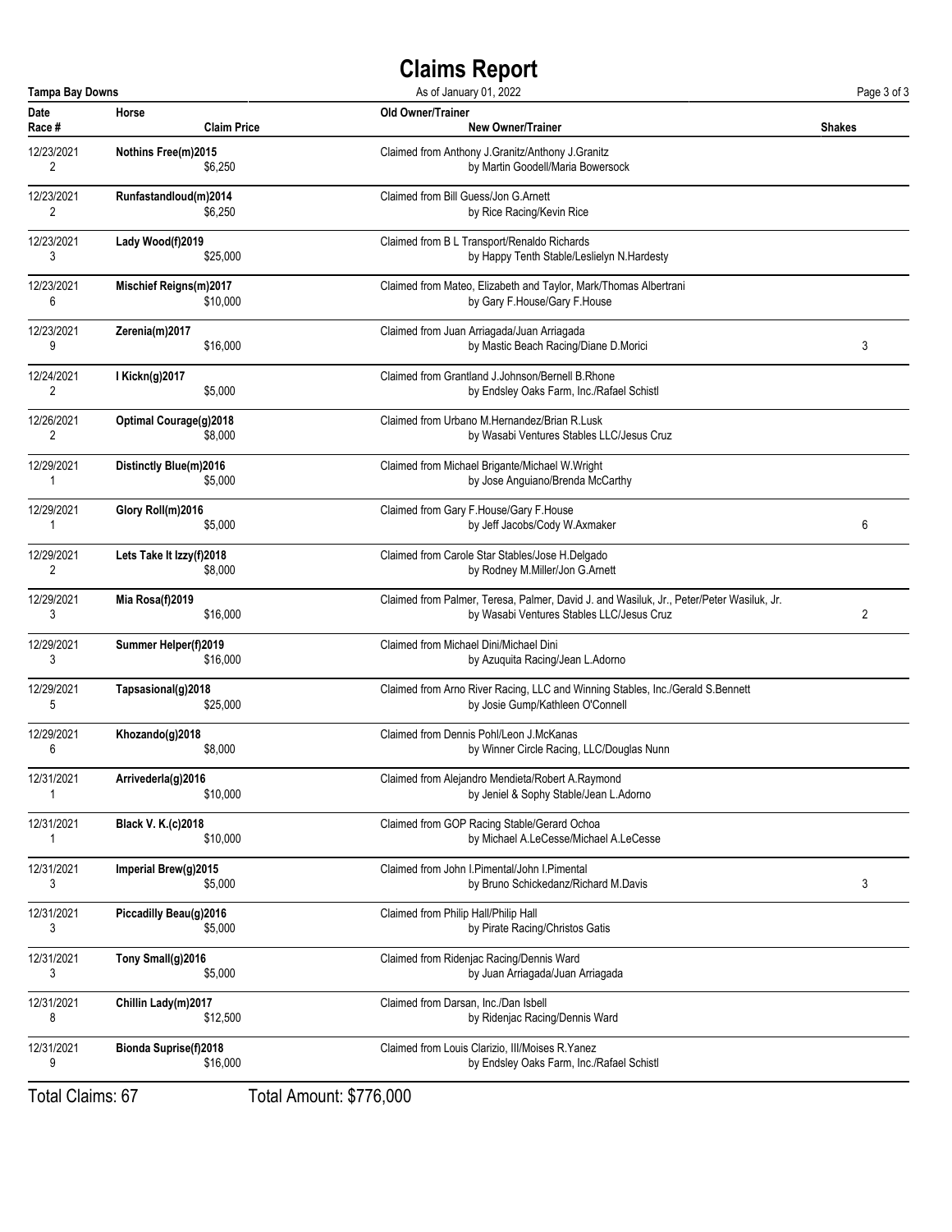# Claims Report

**Tampa Bay Downs** — As of January 01, 2022

| Date / Race # | Horse / Claim Price | Old Owner/Trainer / New Owner/Trainer | Shakes |
|---|---|---|---|
| 12/23/2021<br>2 | **Nothins Free(m)2015**<br>$6,250 | Claimed from Anthony J.Granitz/Anthony J.Granitz<br>by Martin Goodell/Maria Bowersock | |
| 12/23/2021<br>2 | **Runfastandloud(m)2014**<br>$6,250 | Claimed from Bill Guess/Jon G.Arnett<br>by Rice Racing/Kevin Rice | |
| 12/23/2021<br>3 | **Lady Wood(f)2019**<br>$25,000 | Claimed from B L Transport/Renaldo Richards<br>by Happy Tenth Stable/Leslielyn N.Hardesty | |
| 12/23/2021<br>6 | **Mischief Reigns(m)2017**<br>$10,000 | Claimed from Mateo, Elizabeth and Taylor, Mark/Thomas Albertrani<br>by Gary F.House/Gary F.House | |
| 12/23/2021<br>9 | **Zerenia(m)2017**<br>$16,000 | Claimed from Juan Arriagada/Juan Arriagada<br>by Mastic Beach Racing/Diane D.Morici | 3 |
| 12/24/2021<br>2 | **I Kickn(g)2017**<br>$5,000 | Claimed from Grantland J.Johnson/Bernell B.Rhone<br>by Endsley Oaks Farm, Inc./Rafael Schistl | |
| 12/26/2021<br>2 | **Optimal Courage(g)2018**<br>$8,000 | Claimed from Urbano M.Hernandez/Brian R.Lusk<br>by Wasabi Ventures Stables LLC/Jesus Cruz | |
| 12/29/2021<br>1 | **Distinctly Blue(m)2016**<br>$5,000 | Claimed from Michael Brigante/Michael W.Wright<br>by Jose Anguiano/Brenda McCarthy | |
| 12/29/2021<br>1 | **Glory Roll(m)2016**<br>$5,000 | Claimed from Gary F.House/Gary F.House<br>by Jeff Jacobs/Cody W.Axmaker | 6 |
| 12/29/2021<br>2 | **Lets Take It Izzy(f)2018**<br>$8,000 | Claimed from Carole Star Stables/Jose H.Delgado<br>by Rodney M.Miller/Jon G.Arnett | |
| 12/29/2021<br>3 | **Mia Rosa(f)2019**<br>$16,000 | Claimed from Palmer, Teresa, Palmer, David J. and Wasiluk, Jr., Peter/Peter Wasiluk, Jr.<br>by Wasabi Ventures Stables LLC/Jesus Cruz | 2 |
| 12/29/2021<br>3 | **Summer Helper(f)2019**<br>$16,000 | Claimed from Michael Dini/Michael Dini<br>by Azuquita Racing/Jean L.Adorno | |
| 12/29/2021<br>5 | **Tapsasional(g)2018**<br>$25,000 | Claimed from Arno River Racing, LLC and Winning Stables, Inc./Gerald S.Bennett<br>by Josie Gump/Kathleen O'Connell | |
| 12/29/2021<br>6 | **Khozando(g)2018**<br>$8,000 | Claimed from Dennis Pohl/Leon J.McKanas<br>by Winner Circle Racing, LLC/Douglas Nunn | |
| 12/31/2021<br>1 | **Arrivederla(g)2016**<br>$10,000 | Claimed from Alejandro Mendieta/Robert A.Raymond<br>by Jeniel & Sophy Stable/Jean L.Adorno | |
| 12/31/2021<br>1 | **Black V. K.(c)2018**<br>$10,000 | Claimed from GOP Racing Stable/Gerard Ochoa<br>by Michael A.LeCesse/Michael A.LeCesse | |
| 12/31/2021<br>3 | **Imperial Brew(g)2015**<br>$5,000 | Claimed from John I.Pimental/John I.Pimental<br>by Bruno Schickedanz/Richard M.Davis | 3 |
| 12/31/2021<br>3 | **Piccadilly Beau(g)2016**<br>$5,000 | Claimed from Philip Hall/Philip Hall<br>by Pirate Racing/Christos Gatis | |
| 12/31/2021<br>3 | **Tony Small(g)2016**<br>$5,000 | Claimed from Ridenjac Racing/Dennis Ward<br>by Juan Arriagada/Juan Arriagada | |
| 12/31/2021<br>8 | **Chillin Lady(m)2017**<br>$12,500 | Claimed from Darsan, Inc./Dan Isbell<br>by Ridenjac Racing/Dennis Ward | |
| 12/31/2021<br>9 | **Bionda Suprise(f)2018**<br>$16,000 | Claimed from Louis Clarizio, III/Moises R.Yanez<br>by Endsley Oaks Farm, Inc./Rafael Schistl | |

Total Claims: 67 Total Amount: $776,000